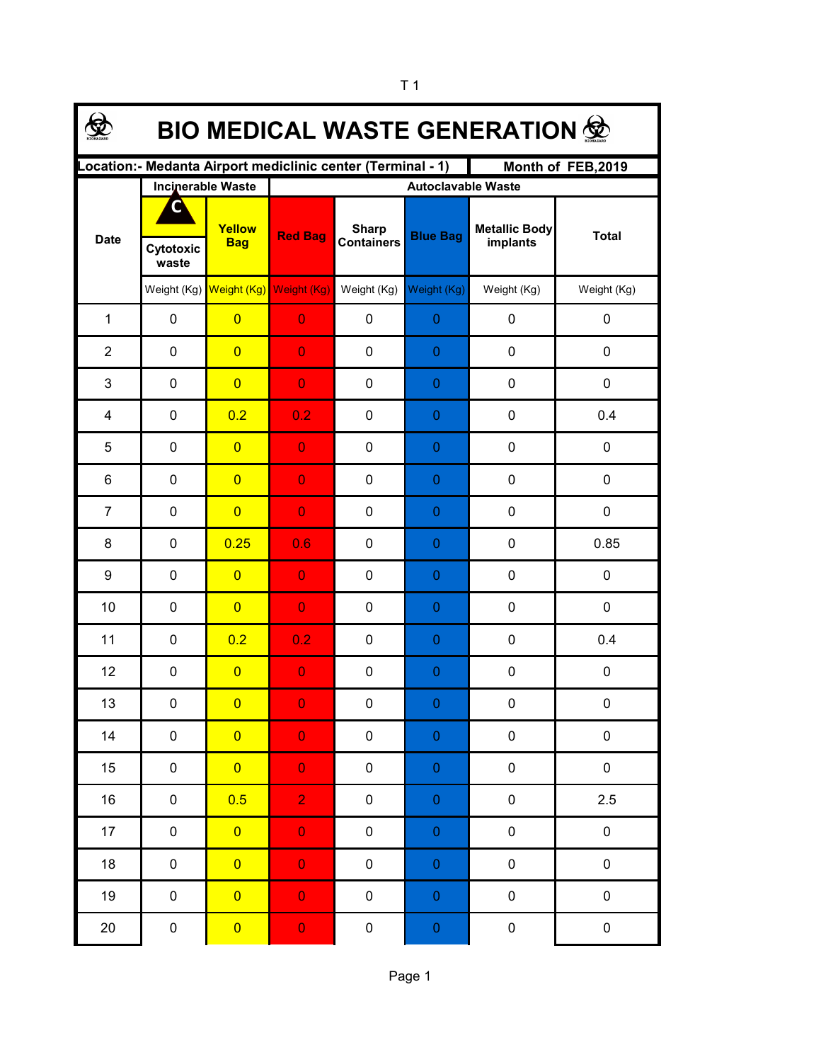T 1

# BIO MEDICAL WASTE GENERATION

| Location:- Medanta Airport mediclinic center (Terminal - 1) | | | | | | Month of FEB,2019 | |
|---|---|---|---|---|---|---|---|
| Date | Incinerable Waste | | Autoclavable Waste | | | | |
| | Cytotoxic waste | Yellow Bag | Red Bag | Sharp Containers | Blue Bag | Metallic Body implants | Total |
| | Weight (Kg) | Weight (Kg) | Weight (Kg) | Weight (Kg) | Weight (Kg) | Weight (Kg) | Weight (Kg) |
| 1 | 0 | 0 | 0 | 0 | 0 | 0 | 0 |
| 2 | 0 | 0 | 0 | 0 | 0 | 0 | 0 |
| 3 | 0 | 0 | 0 | 0 | 0 | 0 | 0 |
| 4 | 0 | 0.2 | 0.2 | 0 | 0 | 0 | 0.4 |
| 5 | 0 | 0 | 0 | 0 | 0 | 0 | 0 |
| 6 | 0 | 0 | 0 | 0 | 0 | 0 | 0 |
| 7 | 0 | 0 | 0 | 0 | 0 | 0 | 0 |
| 8 | 0 | 0.25 | 0.6 | 0 | 0 | 0 | 0.85 |
| 9 | 0 | 0 | 0 | 0 | 0 | 0 | 0 |
| 10 | 0 | 0 | 0 | 0 | 0 | 0 | 0 |
| 11 | 0 | 0.2 | 0.2 | 0 | 0 | 0 | 0.4 |
| 12 | 0 | 0 | 0 | 0 | 0 | 0 | 0 |
| 13 | 0 | 0 | 0 | 0 | 0 | 0 | 0 |
| 14 | 0 | 0 | 0 | 0 | 0 | 0 | 0 |
| 15 | 0 | 0 | 0 | 0 | 0 | 0 | 0 |
| 16 | 0 | 0.5 | 2 | 0 | 0 | 0 | 2.5 |
| 17 | 0 | 0 | 0 | 0 | 0 | 0 | 0 |
| 18 | 0 | 0 | 0 | 0 | 0 | 0 | 0 |
| 19 | 0 | 0 | 0 | 0 | 0 | 0 | 0 |
| 20 | 0 | 0 | 0 | 0 | 0 | 0 | 0 |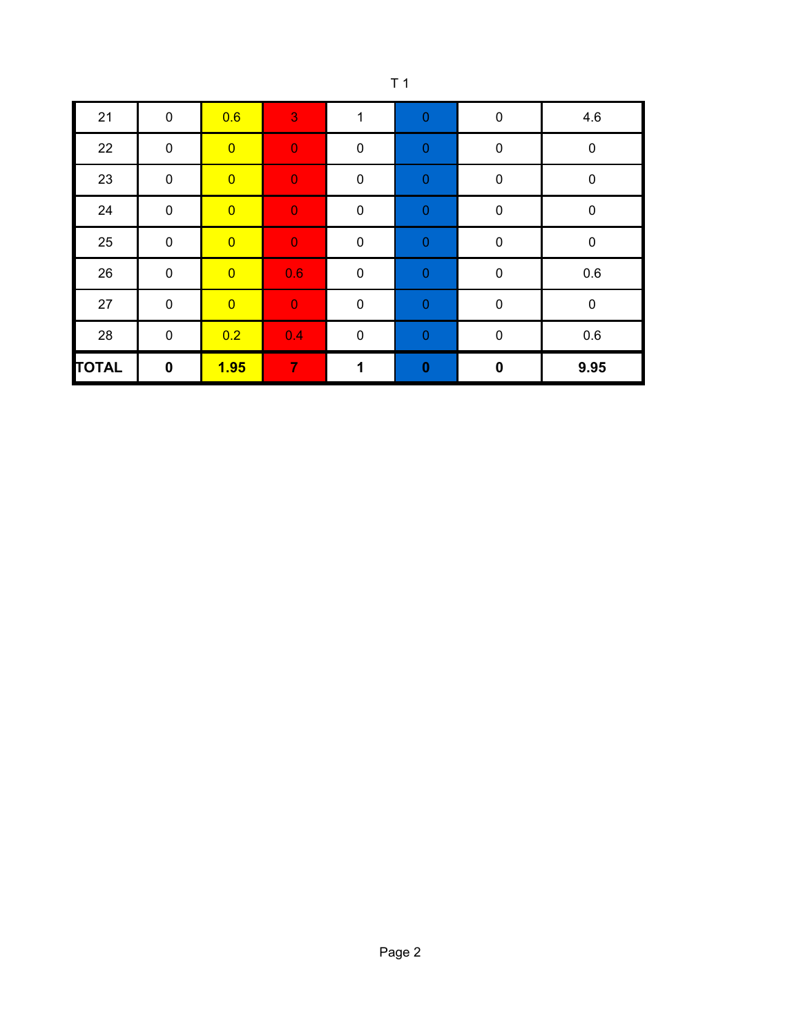T 1

| | | | | | | | |
|---|---|---|---|---|---|---|---|
| 21 | 0 | 0.6 | 3 | 1 | 0 | 0 | 4.6 |
| 22 | 0 | 0 | 0 | 0 | 0 | 0 | 0 |
| 23 | 0 | 0 | 0 | 0 | 0 | 0 | 0 |
| 24 | 0 | 0 | 0 | 0 | 0 | 0 | 0 |
| 25 | 0 | 0 | 0 | 0 | 0 | 0 | 0 |
| 26 | 0 | 0 | 0.6 | 0 | 0 | 0 | 0.6 |
| 27 | 0 | 0 | 0 | 0 | 0 | 0 | 0 |
| 28 | 0 | 0.2 | 0.4 | 0 | 0 | 0 | 0.6 |
| **TOTAL** | **0** | **1.95** | **7** | **1** | **0** | **0** | **9.95** |